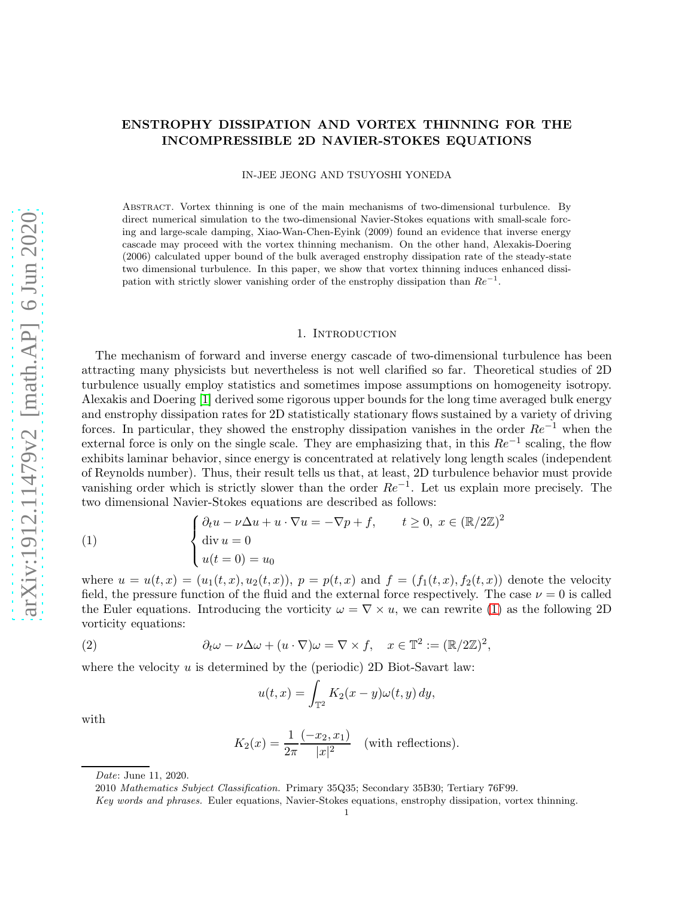# ENSTROPHY DISSIPATION AND VORTEX THINNING FOR THE INCOMPRESSIBLE 2D NAVIER-STOKES EQUATIONS

IN-JEE JEONG AND TSUYOSHI YONEDA

Abstract. Vortex thinning is one of the main mechanisms of two-dimensional turbulence. By direct numerical simulation to the two-dimensional Navier-Stokes equations with small-scale forcing and large-scale damping, Xiao-Wan-Chen-Eyink (2009) found an evidence that inverse energy cascade may proceed with the vortex thinning mechanism. On the other hand, Alexakis-Doering (2006) calculated upper bound of the bulk averaged enstrophy dissipation rate of the steady-state two dimensional turbulence. In this paper, we show that vortex thinning induces enhanced dissipation with strictly slower vanishing order of the enstrophy dissipation than $Re^{-1}$.

## 1. Introduction

The mechanism of forward and inverse energy cascade of two-dimensional turbulence has been attracting many physicists but nevertheless is not well clarified so far. Theoretical studies of 2D turbulence usually employ statistics and sometimes impose assumptions on homogeneity isotropy. Alexakis and Doering [1] derived some rigorous upper bounds for the long time averaged bulk energy and enstrophy dissipation rates for 2D statistically stationary flows sustained by a variety of driving forces. In particular, they showed the enstrophy dissipation vanishes in the order $Re^{-1}$ when the external force is only on the single scale. They are emphasizing that, in this $Re^{-1}$ scaling, the flow exhibits laminar behavior, since energy is concentrated at relatively long length scales (independent of Reynolds number). Thus, their result tells us that, at least, 2D turbulence behavior must provide vanishing order which is strictly slower than the order $Re^{-1}$. Let us explain more precisely. The two dimensional Navier-Stokes equations are described as follows:

$$
(1) \qquad \begin{cases} \partial_t u - \nu\Delta u + u\cdot\nabla u = -\nabla p + f, & t\geq 0,\ x\in(\mathbb{R}/2\mathbb{Z})^2 \\ \operatorname{div} u = 0 \\ u(t=0) = u_0 \end{cases}
$$

where $u = u(t,x) = (u_1(t,x), u_2(t,x))$, $p = p(t,x)$ and $f = (f_1(t,x), f_2(t,x))$ denote the velocity field, the pressure function of the fluid and the external force respectively. The case $\nu = 0$ is called the Euler equations. Introducing the vorticity $\omega = \nabla\times u$, we can rewrite (1) as the following 2D vorticity equations:

$$
(2) \qquad \partial_t\omega - \nu\Delta\omega + (u\cdot\nabla)\omega = \nabla\times f, \quad x\in\mathbb{T}^2 := (\mathbb{R}/2\mathbb{Z})^2,
$$

where the velocity $u$ is determined by the (periodic) 2D Biot-Savart law:

$$
u(t,x) = \int_{\mathbb{T}^2} K_2(x-y)\omega(t,y)\,dy,
$$

with

$$
K_2(x) = \frac{1}{2\pi}\frac{(-x_2, x_1)}{|x|^2} \quad \text{(with reflections).}
$$

*Date*: June 11, 2020.

2010 *Mathematics Subject Classification.* Primary 35Q35; Secondary 35B30; Tertiary 76F99.

*Key words and phrases.* Euler equations, Navier-Stokes equations, enstrophy dissipation, vortex thinning.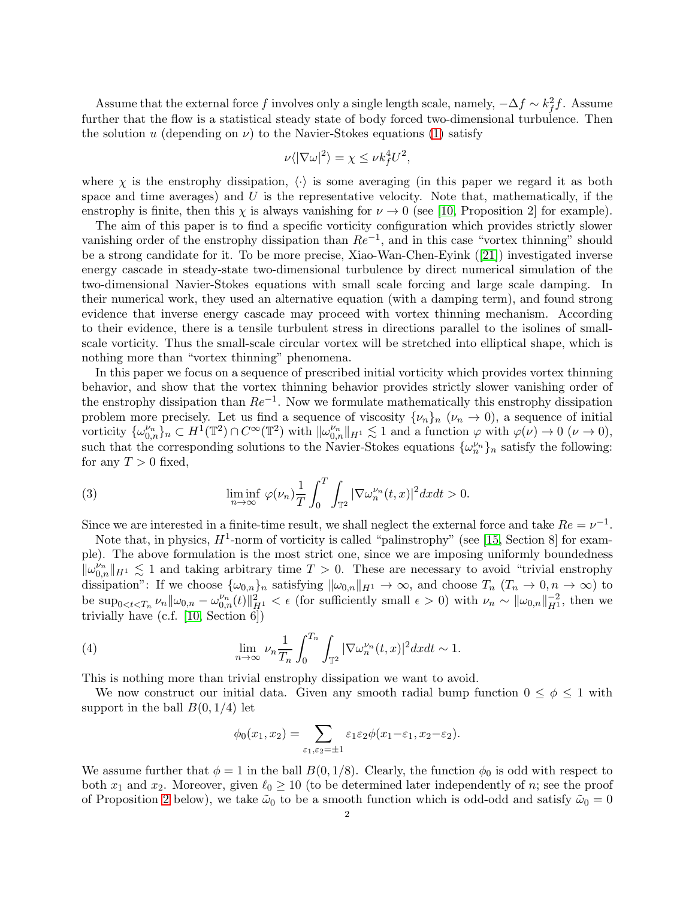Assume that the external force $f$ involves only a single length scale, namely, $-\Delta f \sim k_f^2 f$. Assume further that the flow is a statistical steady state of body forced two-dimensional turbulence. Then the solution $u$ (depending on $\nu$) to the Navier-Stokes equations (1) satisfy

$$\nu\langle|\nabla\omega|^2\rangle = \chi \leq \nu k_f^4 U^2,$$

where $\chi$ is the enstrophy dissipation, $\langle\cdot\rangle$ is some averaging (in this paper we regard it as both space and time averages) and $U$ is the representative velocity. Note that, mathematically, if the enstrophy is finite, then this $\chi$ is always vanishing for $\nu \to 0$ (see [10, Proposition 2] for example).

The aim of this paper is to find a specific vorticity configuration which provides strictly slower vanishing order of the enstrophy dissipation than $Re^{-1}$, and in this case "vortex thinning" should be a strong candidate for it. To be more precise, Xiao-Wan-Chen-Eyink ([21]) investigated inverse energy cascade in steady-state two-dimensional turbulence by direct numerical simulation of the two-dimensional Navier-Stokes equations with small scale forcing and large scale damping. In their numerical work, they used an alternative equation (with a damping term), and found strong evidence that inverse energy cascade may proceed with vortex thinning mechanism. According to their evidence, there is a tensile turbulent stress in directions parallel to the isolines of small-scale vorticity. Thus the small-scale circular vortex will be stretched into elliptical shape, which is nothing more than "vortex thinning" phenomena.

In this paper we focus on a sequence of prescribed initial vorticity which provides vortex thinning behavior, and show that the vortex thinning behavior provides strictly slower vanishing order of the enstrophy dissipation than $Re^{-1}$. Now we formulate mathematically this enstrophy dissipation problem more precisely. Let us find a sequence of viscosity $\{\nu_n\}_n$ ($\nu_n \to 0$), a sequence of initial vorticity $\{\omega_{0,n}^{\nu_n}\}_n \subset H^1(\mathbb{T}^2) \cap C^\infty(\mathbb{T}^2)$ with $\|\omega_{0,n}^{\nu_n}\|_{H^1} \lesssim 1$ and a function $\varphi$ with $\varphi(\nu) \to 0$ ($\nu \to 0$), such that the corresponding solutions to the Navier-Stokes equations $\{\omega_n^{\nu_n}\}_n$ satisfy the following: for any $T > 0$ fixed,

$$\liminf_{n\to\infty} \varphi(\nu_n)\frac{1}{T}\int_0^T\int_{\mathbb{T}^2}|\nabla\omega_n^{\nu_n}(t,x)|^2 dxdt > 0. \tag{3}$$

Since we are interested in a finite-time result, we shall neglect the external force and take $Re = \nu^{-1}$.

Note that, in physics, $H^1$-norm of vorticity is called "palinstrophy" (see [15, Section 8] for example). The above formulation is the most strict one, since we are imposing uniformly boundedness $\|\omega_{0,n}^{\nu_n}\|_{H^1} \lesssim 1$ and taking arbitrary time $T > 0$. These are necessary to avoid "trivial enstrophy dissipation": If we choose $\{\omega_{0,n}\}_n$ satisfying $\|\omega_{0,n}\|_{H^1} \to \infty$, and choose $T_n$ ($T_n \to 0, n \to \infty$) to be $\sup_{0<t<T_n} \nu_n\|\omega_{0,n} - \omega_{0,n}^{\nu_n}(t)\|_{H^1}^2 < \epsilon$ (for sufficiently small $\epsilon > 0$) with $\nu_n \sim \|\omega_{0,n}\|_{H^1}^{-2}$, then we trivially have (c.f. [10, Section 6])

$$\lim_{n\to\infty} \nu_n\frac{1}{T_n}\int_0^{T_n}\int_{\mathbb{T}^2}|\nabla\omega_n^{\nu_n}(t,x)|^2 dxdt \sim 1. \tag{4}$$

This is nothing more than trivial enstrophy dissipation we want to avoid.

We now construct our initial data. Given any smooth radial bump function $0 \leq \phi \leq 1$ with support in the ball $B(0, 1/4)$ let

$$\phi_0(x_1, x_2) = \sum_{\varepsilon_1,\varepsilon_2=\pm1} \varepsilon_1\varepsilon_2\phi(x_1-\varepsilon_1, x_2-\varepsilon_2).$$

We assume further that $\phi = 1$ in the ball $B(0, 1/8)$. Clearly, the function $\phi_0$ is odd with respect to both $x_1$ and $x_2$. Moreover, given $\ell_0 \geq 10$ (to be determined later independently of $n$; see the proof of Proposition 2 below), we take $\tilde{\omega}_0$ to be a smooth function which is odd-odd and satisfy $\tilde{\omega}_0 = 0$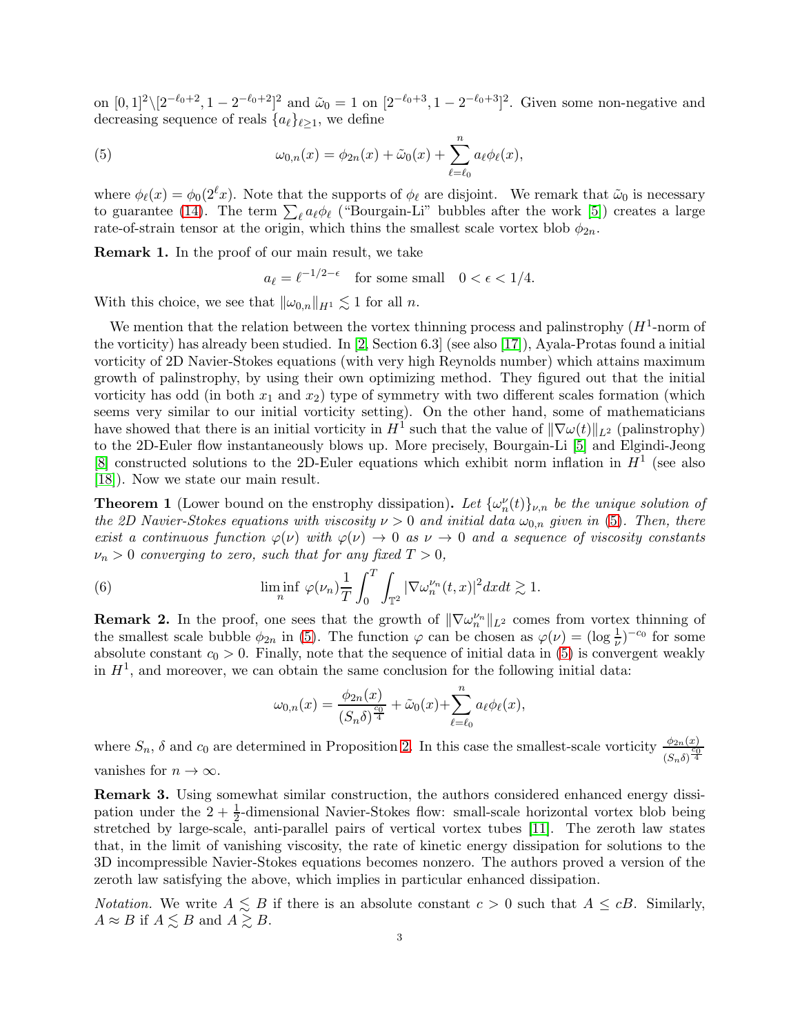on $[0,1]^2 \setminus [2^{-\ell_0+2}, 1-2^{-\ell_0+2}]^2$ and $\tilde{\omega}_0 = 1$ on $[2^{-\ell_0+3}, 1-2^{-\ell_0+3}]^2$. Given some non-negative and decreasing sequence of reals $\{a_\ell\}_{\ell \geq 1}$, we define

$$\omega_{0,n}(x) = \phi_{2n}(x) + \tilde{\omega}_0(x) + \sum_{\ell=\ell_0}^{n} a_\ell \phi_\ell(x), \tag{5}$$

where $\phi_\ell(x) = \phi_0(2^\ell x)$. Note that the supports of $\phi_\ell$ are disjoint. We remark that $\tilde{\omega}_0$ is necessary to guarantee (14). The term $\sum_\ell a_\ell \phi_\ell$ ("Bourgain-Li" bubbles after the work [5]) creates a large rate-of-strain tensor at the origin, which thins the smallest scale vortex blob $\phi_{2n}$.

**Remark 1.** In the proof of our main result, we take

$$a_\ell = \ell^{-1/2-\epsilon} \quad \text{for some small} \quad 0 < \epsilon < 1/4.$$

With this choice, we see that $\|\omega_{0,n}\|_{H^1} \lesssim 1$ for all $n$.

We mention that the relation between the vortex thinning process and palinstrophy ($H^1$-norm of the vorticity) has already been studied. In [2, Section 6.3] (see also [17]), Ayala-Protas found a initial vorticity of 2D Navier-Stokes equations (with very high Reynolds number) which attains maximum growth of palinstrophy, by using their own optimizing method. They figured out that the initial vorticity has odd (in both $x_1$ and $x_2$) type of symmetry with two different scales formation (which seems very similar to our initial vorticity setting). On the other hand, some of mathematicians have showed that there is an initial vorticity in $H^1$ such that the value of $\|\nabla \omega(t)\|_{L^2}$ (palinstrophy) to the 2D-Euler flow instantaneously blows up. More precisely, Bourgain-Li [5] and Elgindi-Jeong [8] constructed solutions to the 2D-Euler equations which exhibit norm inflation in $H^1$ (see also [18]). Now we state our main result.

**Theorem 1** (Lower bound on the enstrophy dissipation). *Let $\{\omega_n^\nu(t)\}_{\nu,n}$ be the unique solution of the 2D Navier-Stokes equations with viscosity $\nu > 0$ and initial data $\omega_{0,n}$ given in (5). Then, there exist a continuous function $\varphi(\nu)$ with $\varphi(\nu) \to 0$ as $\nu \to 0$ and a sequence of viscosity constants $\nu_n > 0$ converging to zero, such that for any fixed $T > 0$,*

$$\liminf_n \varphi(\nu_n) \frac{1}{T} \int_0^T \int_{\mathbb{T}^2} |\nabla \omega_n^{\nu_n}(t,x)|^2 dx dt \gtrsim 1. \tag{6}$$

**Remark 2.** In the proof, one sees that the growth of $\|\nabla \omega_n^{\nu_n}\|_{L^2}$ comes from vortex thinning of the smallest scale bubble $\phi_{2n}$ in (5). The function $\varphi$ can be chosen as $\varphi(\nu) = (\log \frac{1}{\nu})^{-c_0}$ for some absolute constant $c_0 > 0$. Finally, note that the sequence of initial data in (5) is convergent weakly in $H^1$, and moreover, we can obtain the same conclusion for the following initial data:

$$\omega_{0,n}(x) = \frac{\phi_{2n}(x)}{(S_n \delta)^{\frac{c_0}{4}}} + \tilde{\omega}_0(x) + \sum_{\ell=\ell_0}^{n} a_\ell \phi_\ell(x),$$

where $S_n$, $\delta$ and $c_0$ are determined in Proposition 2. In this case the smallest-scale vorticity $\frac{\phi_{2n}(x)}{(S_n\delta)^{\frac{c_0}{4}}}$ vanishes for $n \to \infty$.

**Remark 3.** Using somewhat similar construction, the authors considered enhanced energy dissipation under the $2 + \frac{1}{2}$-dimensional Navier-Stokes flow: small-scale horizontal vortex blob being stretched by large-scale, anti-parallel pairs of vertical vortex tubes [11]. The zeroth law states that, in the limit of vanishing viscosity, the rate of kinetic energy dissipation for solutions to the 3D incompressible Navier-Stokes equations becomes nonzero. The authors proved a version of the zeroth law satisfying the above, which implies in particular enhanced dissipation.

*Notation.* We write $A \lesssim B$ if there is an absolute constant $c > 0$ such that $A \leq cB$. Similarly, $A \approx B$ if $A \lesssim B$ and $A \gtrsim B$.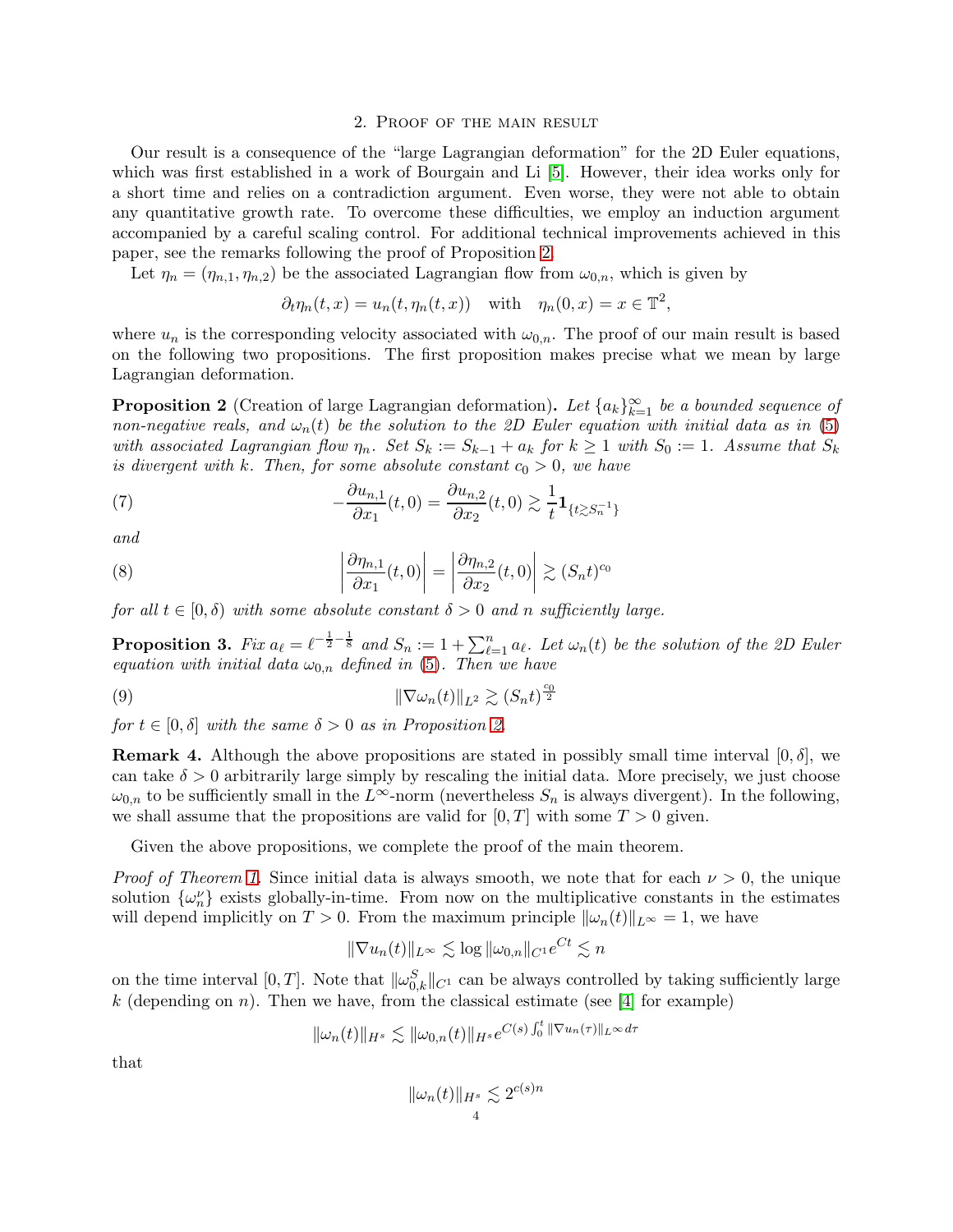## 2. Proof of the main result

Our result is a consequence of the "large Lagrangian deformation" for the 2D Euler equations, which was first established in a work of Bourgain and Li [5]. However, their idea works only for a short time and relies on a contradiction argument. Even worse, they were not able to obtain any quantitative growth rate. To overcome these difficulties, we employ an induction argument accompanied by a careful scaling control. For additional technical improvements achieved in this paper, see the remarks following the proof of Proposition 2.

Let $\eta_n = (\eta_{n,1}, \eta_{n,2})$ be the associated Lagrangian flow from $\omega_{0,n}$, which is given by

$$\partial_t \eta_n(t,x) = u_n(t, \eta_n(t,x)) \quad \text{with} \quad \eta_n(0,x) = x \in \mathbb{T}^2,$$

where $u_n$ is the corresponding velocity associated with $\omega_{0,n}$. The proof of our main result is based on the following two propositions. The first proposition makes precise what we mean by large Lagrangian deformation.

**Proposition 2** (Creation of large Lagrangian deformation)**.** *Let $\{a_k\}_{k=1}^{\infty}$ be a bounded sequence of non-negative reals, and $\omega_n(t)$ be the solution to the 2D Euler equation with initial data as in (5) with associated Lagrangian flow $\eta_n$. Set $S_k := S_{k-1} + a_k$ for $k \geq 1$ with $S_0 := 1$. Assume that $S_k$ is divergent with $k$. Then, for some absolute constant $c_0 > 0$, we have*

$$-\frac{\partial u_{n,1}}{\partial x_1}(t,0) = \frac{\partial u_{n,2}}{\partial x_2}(t,0) \gtrsim \frac{1}{t}\mathbf{1}_{\{t \gtrsim S_n^{-1}\}} \tag{7}$$

*and*

$$\left|\frac{\partial \eta_{n,1}}{\partial x_1}(t,0)\right| = \left|\frac{\partial \eta_{n,2}}{\partial x_2}(t,0)\right| \gtrsim (S_n t)^{c_0} \tag{8}$$

*for all $t \in [0, \delta)$ with some absolute constant $\delta > 0$ and $n$ sufficiently large.*

**Proposition 3.** *Fix $a_\ell = \ell^{-\frac{1}{2}-\frac{1}{8}}$ and $S_n := 1 + \sum_{\ell=1}^{n} a_\ell$. Let $\omega_n(t)$ be the solution of the 2D Euler equation with initial data $\omega_{0,n}$ defined in (5). Then we have*

$$\|\nabla \omega_n(t)\|_{L^2} \gtrsim (S_n t)^{\frac{c_0}{2}} \tag{9}$$

*for $t \in [0, \delta]$ with the same $\delta > 0$ as in Proposition 2.*

**Remark 4.** Although the above propositions are stated in possibly small time interval $[0, \delta]$, we can take $\delta > 0$ arbitrarily large simply by rescaling the initial data. More precisely, we just choose $\omega_{0,n}$ to be sufficiently small in the $L^\infty$-norm (nevertheless $S_n$ is always divergent). In the following, we shall assume that the propositions are valid for $[0, T]$ with some $T > 0$ given.

Given the above propositions, we complete the proof of the main theorem.

*Proof of Theorem 1.* Since initial data is always smooth, we note that for each $\nu > 0$, the unique solution $\{\omega_n^\nu\}$ exists globally-in-time. From now on the multiplicative constants in the estimates will depend implicitly on $T > 0$. From the maximum principle $\|\omega_n(t)\|_{L^\infty} = 1$, we have

$$\|\nabla u_n(t)\|_{L^\infty} \lesssim \log \|\omega_{0,n}\|_{C^1} e^{Ct} \lesssim n$$

on the time interval $[0, T]$. Note that $\|\omega_{0,k}^S\|_{C^1}$ can be always controlled by taking sufficiently large $k$ (depending on $n$). Then we have, from the classical estimate (see [4] for example)

$$\|\omega_n(t)\|_{H^s} \lesssim \|\omega_{0,n}(t)\|_{H^s} e^{C(s)\int_0^t \|\nabla u_n(\tau)\|_{L^\infty} d\tau}$$

that

$$\|\omega_n(t)\|_{H^s} \lesssim 2^{c(s)n}$$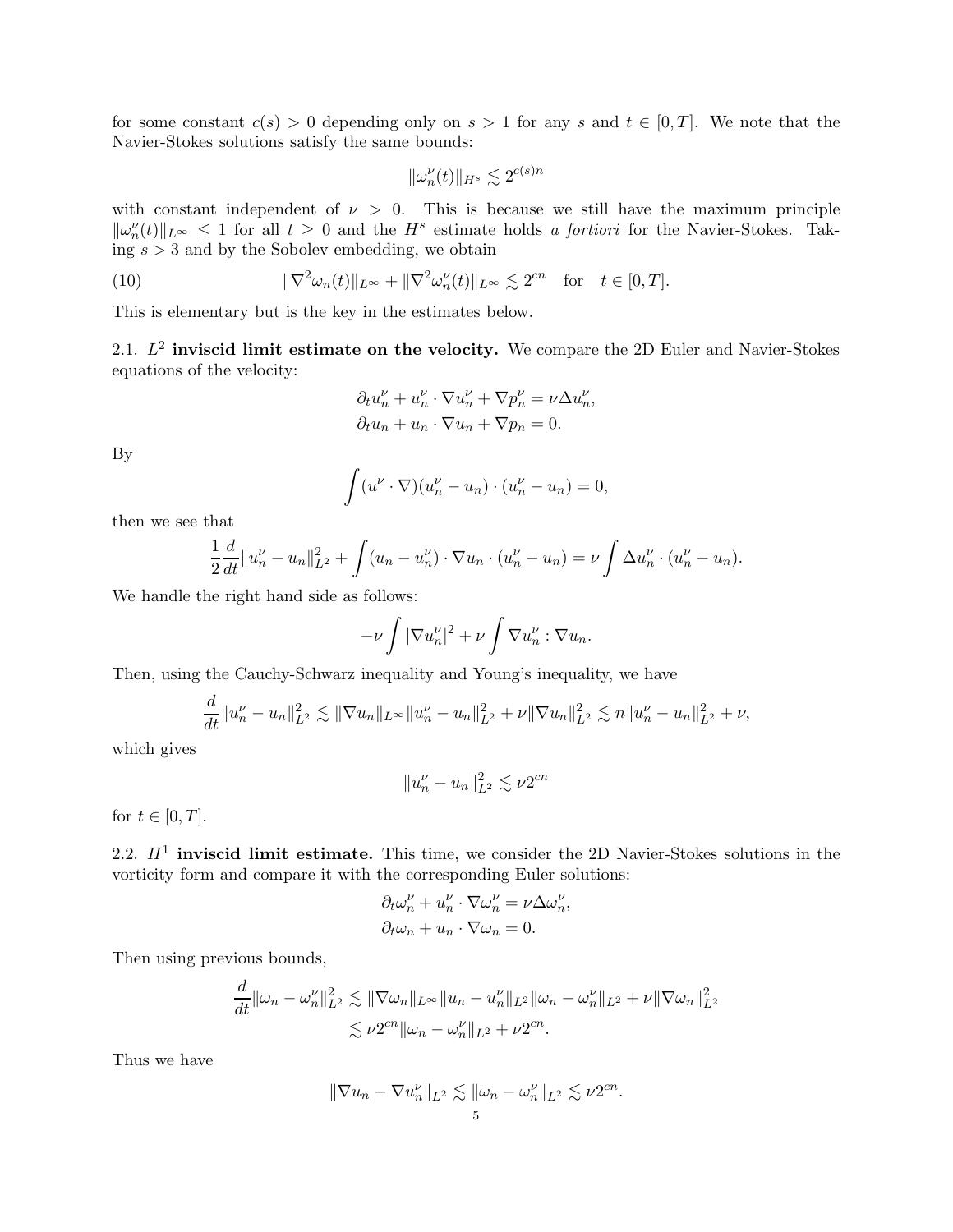for some constant $c(s) > 0$ depending only on $s > 1$ for any $s$ and $t \in [0, T]$. We note that the Navier-Stokes solutions satisfy the same bounds:

$$\|\omega_n^\nu(t)\|_{H^s} \lesssim 2^{c(s)n}$$

with constant independent of $\nu > 0$. This is because we still have the maximum principle $\|\omega_n^\nu(t)\|_{L^\infty} \le 1$ for all $t \ge 0$ and the $H^s$ estimate holds *a fortiori* for the Navier-Stokes. Taking $s > 3$ and by the Sobolev embedding, we obtain

$$\|\nabla^2 \omega_n(t)\|_{L^\infty} + \|\nabla^2 \omega_n^\nu(t)\|_{L^\infty} \lesssim 2^{cn} \quad \text{for} \quad t \in [0, T]. \tag{10}$$

This is elementary but is the key in the estimates below.

**2.1. $L^2$ inviscid limit estimate on the velocity.** We compare the 2D Euler and Navier-Stokes equations of the velocity:

$$\begin{aligned}
&\partial_t u_n^\nu + u_n^\nu \cdot \nabla u_n^\nu + \nabla p_n^\nu = \nu \Delta u_n^\nu, \\
&\partial_t u_n + u_n \cdot \nabla u_n + \nabla p_n = 0.
\end{aligned}$$

By

$$\int (u^\nu \cdot \nabla)(u_n^\nu - u_n) \cdot (u_n^\nu - u_n) = 0,$$

then we see that

$$\frac{1}{2}\frac{d}{dt}\|u_n^\nu - u_n\|_{L^2}^2 + \int (u_n - u_n^\nu) \cdot \nabla u_n \cdot (u_n^\nu - u_n) = \nu \int \Delta u_n^\nu \cdot (u_n^\nu - u_n).$$

We handle the right hand side as follows:

$$-\nu \int |\nabla u_n^\nu|^2 + \nu \int \nabla u_n^\nu : \nabla u_n.$$

Then, using the Cauchy-Schwarz inequality and Young's inequality, we have

$$\frac{d}{dt}\|u_n^\nu - u_n\|_{L^2}^2 \lesssim \|\nabla u_n\|_{L^\infty}\|u_n^\nu - u_n\|_{L^2}^2 + \nu\|\nabla u_n\|_{L^2}^2 \lesssim n\|u_n^\nu - u_n\|_{L^2}^2 + \nu,$$

which gives

$$\|u_n^\nu - u_n\|_{L^2}^2 \lesssim \nu 2^{cn}$$

for $t \in [0, T]$.

**2.2. $H^1$ inviscid limit estimate.** This time, we consider the 2D Navier-Stokes solutions in the vorticity form and compare it with the corresponding Euler solutions:

$$\begin{aligned}
&\partial_t \omega_n^\nu + u_n^\nu \cdot \nabla \omega_n^\nu = \nu \Delta \omega_n^\nu, \\
&\partial_t \omega_n + u_n \cdot \nabla \omega_n = 0.
\end{aligned}$$

Then using previous bounds,

$$\begin{aligned}
\frac{d}{dt}\|\omega_n - \omega_n^\nu\|_{L^2}^2 &\lesssim \|\nabla \omega_n\|_{L^\infty}\|u_n - u_n^\nu\|_{L^2}\|\omega_n - \omega_n^\nu\|_{L^2} + \nu\|\nabla \omega_n\|_{L^2}^2 \\
&\lesssim \nu 2^{cn}\|\omega_n - \omega_n^\nu\|_{L^2} + \nu 2^{cn}.
\end{aligned}$$

Thus we have

$$\|\nabla u_n - \nabla u_n^\nu\|_{L^2} \lesssim \|\omega_n - \omega_n^\nu\|_{L^2} \lesssim \nu 2^{cn}.$$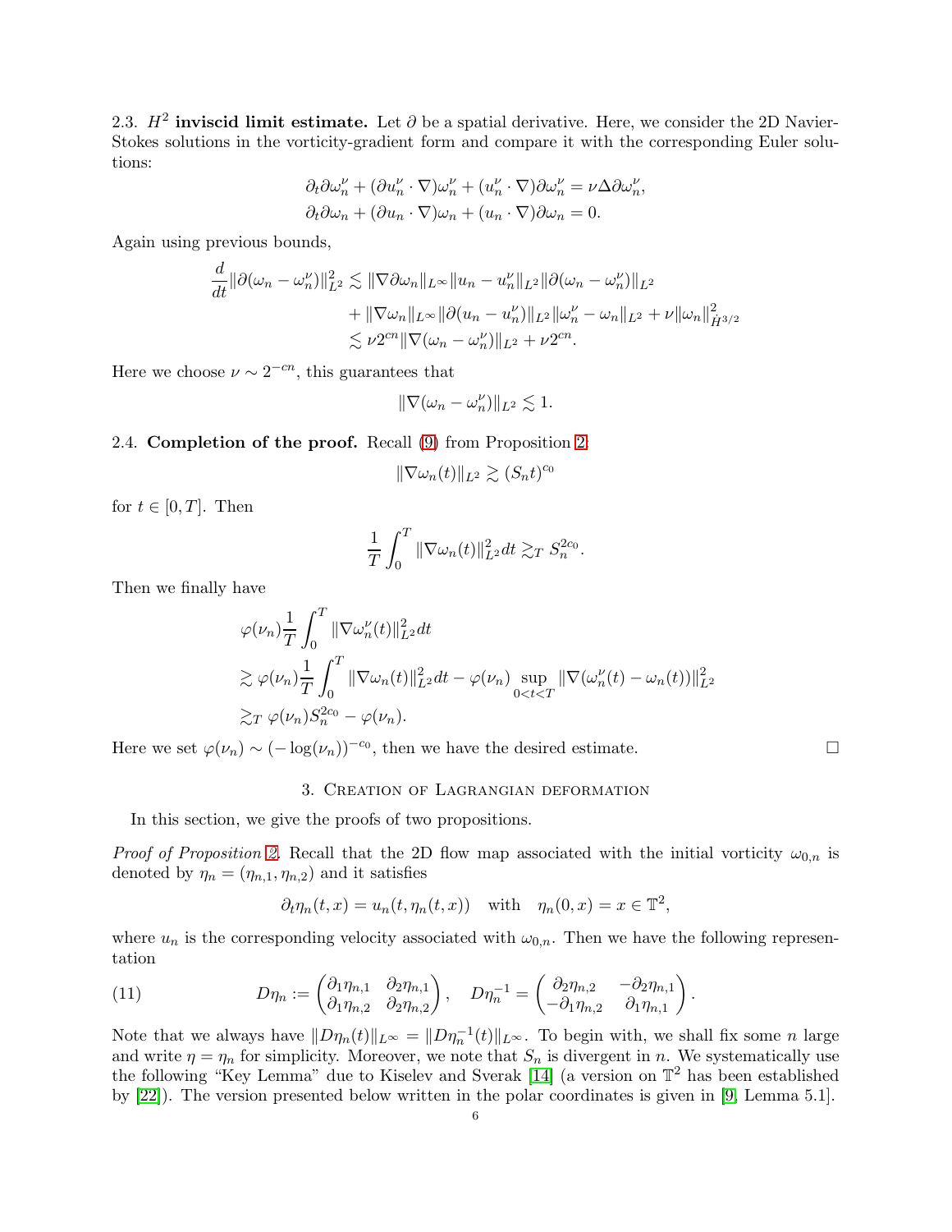2.3. **$H^2$ inviscid limit estimate.** Let $\partial$ be a spatial derivative. Here, we consider the 2D Navier-Stokes solutions in the vorticity-gradient form and compare it with the corresponding Euler solutions:

$$\partial_t \partial\omega_n^\nu + (\partial u_n^\nu \cdot \nabla)\omega_n^\nu + (u_n^\nu \cdot \nabla)\partial\omega_n^\nu = \nu\Delta\partial\omega_n^\nu,$$
$$\partial_t \partial\omega_n + (\partial u_n \cdot \nabla)\omega_n + (u_n \cdot \nabla)\partial\omega_n = 0.$$

Again using previous bounds,

$$\begin{aligned}
\frac{d}{dt}\|\partial(\omega_n - \omega_n^\nu)\|_{L^2}^2 &\lesssim \|\nabla\partial\omega_n\|_{L^\infty}\|u_n - u_n^\nu\|_{L^2}\|\partial(\omega_n - \omega_n^\nu)\|_{L^2} \\
&\quad + \|\nabla\omega_n\|_{L^\infty}\|\partial(u_n - u_n^\nu)\|_{L^2}\|\omega_n^\nu - \omega_n\|_{L^2} + \nu\|\omega_n\|_{\dot H^{3/2}}^2 \\
&\lesssim \nu 2^{cn}\|\nabla(\omega_n - \omega_n^\nu)\|_{L^2} + \nu 2^{cn}.
\end{aligned}$$

Here we choose $\nu \sim 2^{-cn}$, this guarantees that

$$\|\nabla(\omega_n - \omega_n^\nu)\|_{L^2} \lesssim 1.$$

2.4. **Completion of the proof.** Recall (9) from Proposition 2:

$$\|\nabla\omega_n(t)\|_{L^2} \gtrsim (S_n t)^{c_0}$$

for $t \in [0, T]$. Then

$$\frac{1}{T}\int_0^T \|\nabla\omega_n(t)\|_{L^2}^2 dt \gtrsim_T S_n^{2c_0}.$$

Then we finally have

$$\begin{aligned}
&\varphi(\nu_n)\frac{1}{T}\int_0^T \|\nabla\omega_n^\nu(t)\|_{L^2}^2 dt \\
&\gtrsim \varphi(\nu_n)\frac{1}{T}\int_0^T \|\nabla\omega_n(t)\|_{L^2}^2 dt - \varphi(\nu_n)\sup_{0<t<T}\|\nabla(\omega_n^\nu(t) - \omega_n(t))\|_{L^2}^2 \\
&\gtrsim_T \varphi(\nu_n)S_n^{2c_0} - \varphi(\nu_n).
\end{aligned}$$

Here we set $\varphi(\nu_n) \sim (-\log(\nu_n))^{-c_0}$, then we have the desired estimate. $\square$

## 3. Creation of Lagrangian deformation

In this section, we give the proofs of two propositions.

*Proof of Proposition 2.* Recall that the 2D flow map associated with the initial vorticity $\omega_{0,n}$ is denoted by $\eta_n = (\eta_{n,1}, \eta_{n,2})$ and it satisfies

$$\partial_t \eta_n(t,x) = u_n(t, \eta_n(t,x)) \quad \text{with} \quad \eta_n(0,x) = x \in \mathbb{T}^2,$$

where $u_n$ is the corresponding velocity associated with $\omega_{0,n}$. Then we have the following representation

$$D\eta_n := \begin{pmatrix} \partial_1\eta_{n,1} & \partial_2\eta_{n,1} \\ \partial_1\eta_{n,2} & \partial_2\eta_{n,2} \end{pmatrix}, \quad D\eta_n^{-1} = \begin{pmatrix} \partial_2\eta_{n,2} & -\partial_2\eta_{n,1} \\ -\partial_1\eta_{n,2} & \partial_1\eta_{n,1} \end{pmatrix}. \tag{11}$$

Note that we always have $\|D\eta_n(t)\|_{L^\infty} = \|D\eta_n^{-1}(t)\|_{L^\infty}$. To begin with, we shall fix some $n$ large and write $\eta = \eta_n$ for simplicity. Moreover, we note that $S_n$ is divergent in $n$. We systematically use the following "Key Lemma" due to Kiselev and Sverak [14] (a version on $\mathbb{T}^2$ has been established by [22]). The version presented below written in the polar coordinates is given in [9, Lemma 5.1].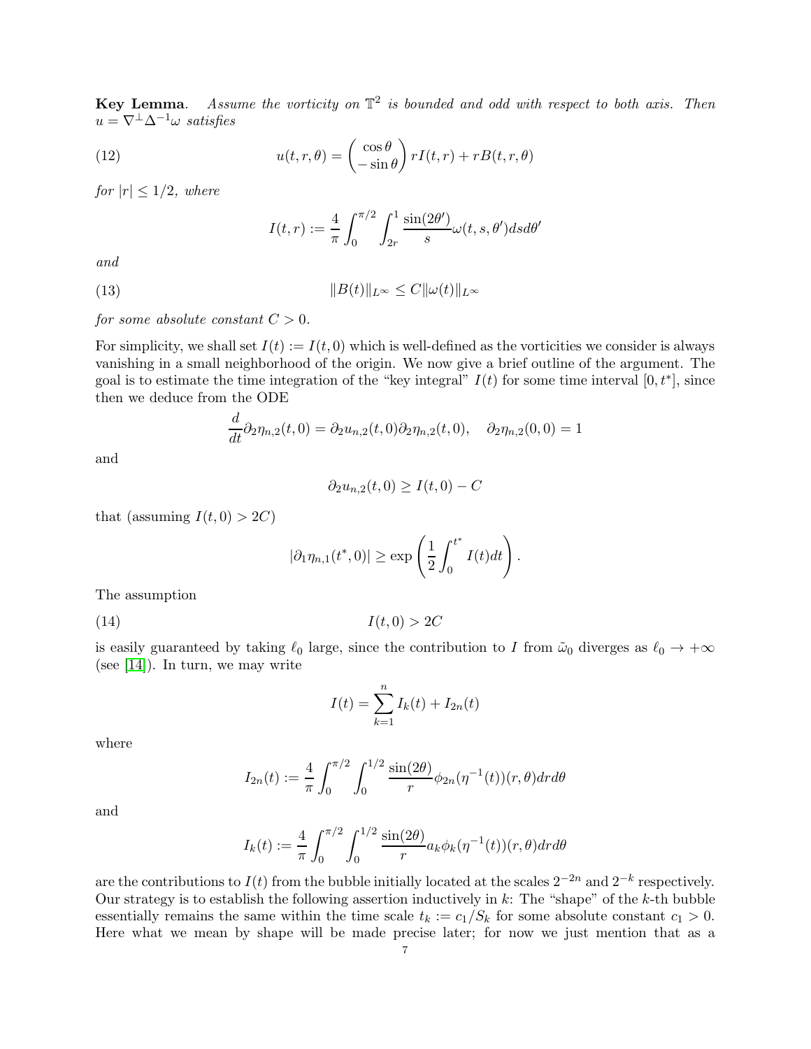**Key Lemma**. *Assume the vorticity on $\mathbb{T}^2$ is bounded and odd with respect to both axis. Then $u = \nabla^\perp \Delta^{-1}\omega$ satisfies*

$$u(t,r,\theta) = \begin{pmatrix} \cos\theta \\ -\sin\theta \end{pmatrix} rI(t,r) + rB(t,r,\theta) \tag{12}$$

*for $|r| \leq 1/2$, where*

$$I(t,r) := \frac{4}{\pi}\int_0^{\pi/2}\int_{2r}^1 \frac{\sin(2\theta')}{s}\omega(t,s,\theta')dsd\theta'$$

*and*

$$\|B(t)\|_{L^\infty} \leq C\|\omega(t)\|_{L^\infty} \tag{13}$$

*for some absolute constant $C > 0$.*

For simplicity, we shall set $I(t) := I(t,0)$ which is well-defined as the vorticities we consider is always vanishing in a small neighborhood of the origin. We now give a brief outline of the argument. The goal is to estimate the time integration of the "key integral" $I(t)$ for some time interval $[0,t^*]$, since then we deduce from the ODE

$$\frac{d}{dt}\partial_2\eta_{n,2}(t,0) = \partial_2 u_{n,2}(t,0)\partial_2\eta_{n,2}(t,0), \quad \partial_2\eta_{n,2}(0,0) = 1$$

and

$$\partial_2 u_{n,2}(t,0) \geq I(t,0) - C$$

that (assuming $I(t,0) > 2C$)

$$|\partial_1\eta_{n,1}(t^*,0)| \geq \exp\left(\frac{1}{2}\int_0^{t^*} I(t)dt\right).$$

The assumption

$$I(t,0) > 2C \tag{14}$$

is easily guaranteed by taking $\ell_0$ large, since the contribution to $I$ from $\tilde{\omega}_0$ diverges as $\ell_0 \to +\infty$ (see [14]). In turn, we may write

$$I(t) = \sum_{k=1}^n I_k(t) + I_{2n}(t)$$

where

$$I_{2n}(t) := \frac{4}{\pi}\int_0^{\pi/2}\int_0^{1/2} \frac{\sin(2\theta)}{r}\phi_{2n}(\eta^{-1}(t))(r,\theta)drd\theta$$

and

$$I_k(t) := \frac{4}{\pi}\int_0^{\pi/2}\int_0^{1/2} \frac{\sin(2\theta)}{r}a_k\phi_k(\eta^{-1}(t))(r,\theta)drd\theta$$

are the contributions to $I(t)$ from the bubble initially located at the scales $2^{-2n}$ and $2^{-k}$ respectively. Our strategy is to establish the following assertion inductively in $k$: The "shape" of the $k$-th bubble essentially remains the same within the time scale $t_k := c_1/S_k$ for some absolute constant $c_1 > 0$. Here what we mean by shape will be made precise later; for now we just mention that as a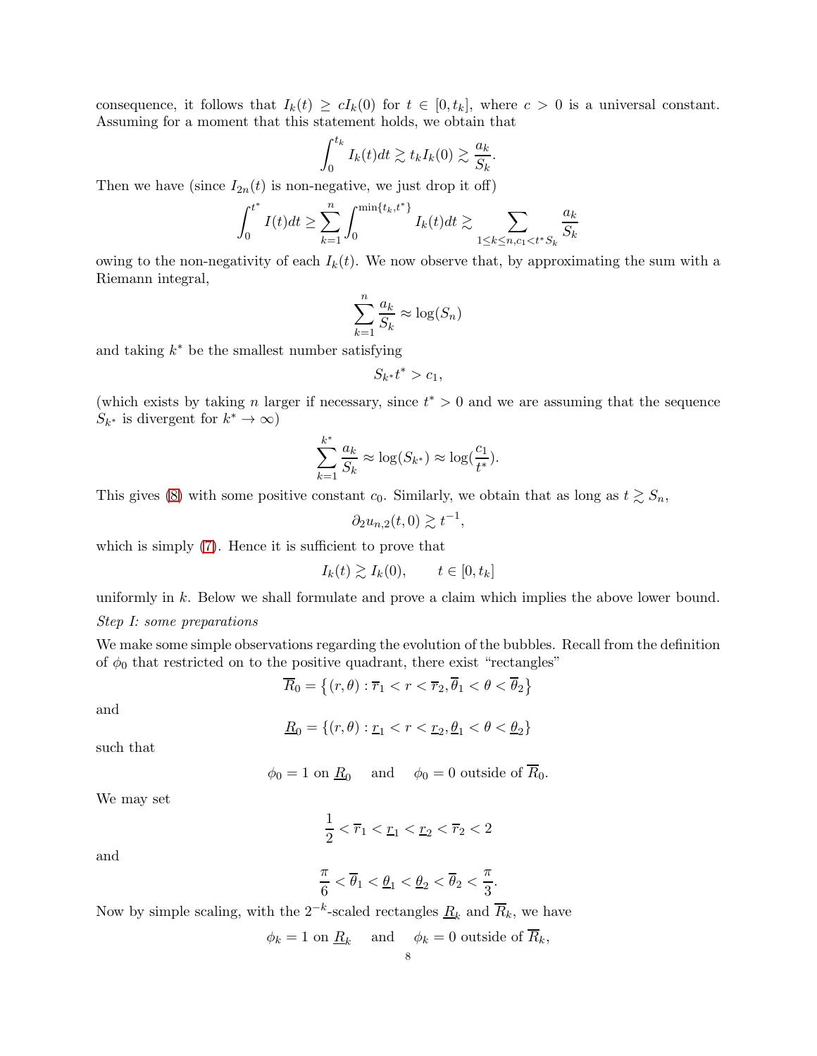consequence, it follows that $I_k(t) \geq cI_k(0)$ for $t \in [0, t_k]$, where $c > 0$ is a universal constant. Assuming for a moment that this statement holds, we obtain that

$$\int_0^{t_k} I_k(t)dt \gtrsim t_k I_k(0) \gtrsim \frac{a_k}{S_k}.$$

Then we have (since $I_{2n}(t)$ is non-negative, we just drop it off)

$$\int_0^{t^*} I(t)dt \geq \sum_{k=1}^{n} \int_0^{\min\{t_k, t^*\}} I_k(t)dt \gtrsim \sum_{1 \leq k \leq n, c_1 < t^* S_k} \frac{a_k}{S_k}$$

owing to the non-negativity of each $I_k(t)$. We now observe that, by approximating the sum with a Riemann integral,

$$\sum_{k=1}^{n} \frac{a_k}{S_k} \approx \log(S_n)$$

and taking $k^*$ be the smallest number satisfying

$$S_{k^*} t^* > c_1,$$

(which exists by taking $n$ larger if necessary, since $t^* > 0$ and we are assuming that the sequence $S_{k^*}$ is divergent for $k^* \to \infty$)

$$\sum_{k=1}^{k^*} \frac{a_k}{S_k} \approx \log(S_{k^*}) \approx \log(\frac{c_1}{t^*}).$$

This gives (8) with some positive constant $c_0$. Similarly, we obtain that as long as $t \gtrsim S_n$,

$$\partial_2 u_{n,2}(t, 0) \gtrsim t^{-1},$$

which is simply (7). Hence it is sufficient to prove that

$$I_k(t) \gtrsim I_k(0), \qquad t \in [0, t_k]$$

uniformly in $k$. Below we shall formulate and prove a claim which implies the above lower bound.

*Step I: some preparations*

We make some simple observations regarding the evolution of the bubbles. Recall from the definition of $\phi_0$ that restricted on to the positive quadrant, there exist "rectangles"

$$\overline{R}_0 = \left\{(r, \theta) : \overline{r}_1 < r < \overline{r}_2, \overline{\theta}_1 < \theta < \overline{\theta}_2\right\}$$

and

$$\underline{R}_0 = \{(r, \theta) : \underline{r}_1 < r < \underline{r}_2, \underline{\theta}_1 < \theta < \underline{\theta}_2\}$$

such that

$$\phi_0 = 1 \text{ on } \underline{R}_0 \quad \text{ and } \quad \phi_0 = 0 \text{ outside of } \overline{R}_0.$$

We may set

$$\frac{1}{2} < \overline{r}_1 < \underline{r}_1 < \underline{r}_2 < \overline{r}_2 < 2$$

and

$$\frac{\pi}{6} < \overline{\theta}_1 < \underline{\theta}_1 < \underline{\theta}_2 < \overline{\theta}_2 < \frac{\pi}{3}.$$

Now by simple scaling, with the $2^{-k}$-scaled rectangles $\underline{R}_k$ and $\overline{R}_k$, we have

$$\phi_k = 1 \text{ on } \underline{R}_k \quad \text{ and } \quad \phi_k = 0 \text{ outside of } \overline{R}_k,$$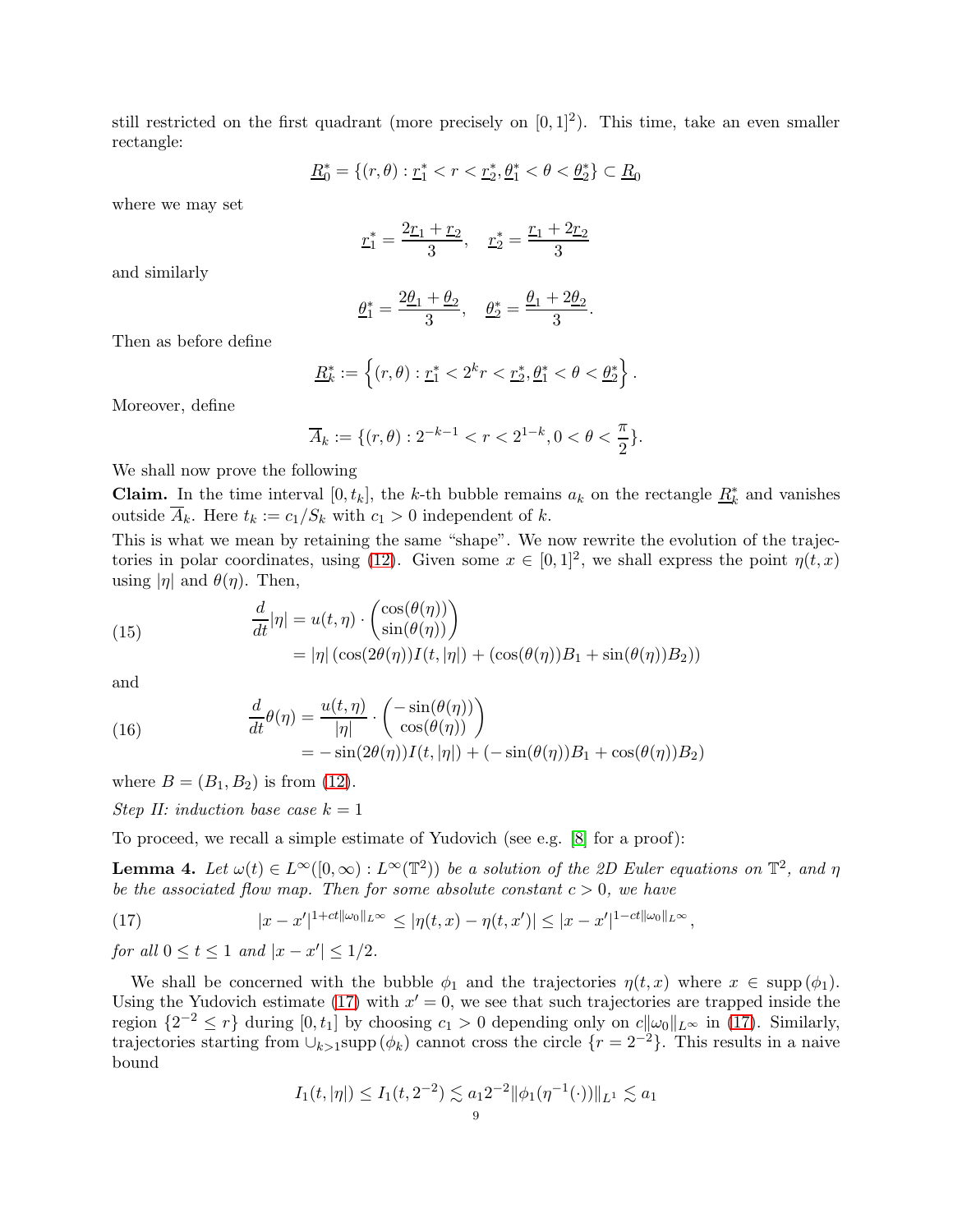still restricted on the first quadrant (more precisely on $[0,1]^2$). This time, take an even smaller rectangle:

$$\underline{R}_0^* = \{(r,\theta) : \underline{r}_1^* < r < \underline{r}_2^*, \underline{\theta}_1^* < \theta < \underline{\theta}_2^*\} \subset \underline{R}_0$$

where we may set

$$\underline{r}_1^* = \frac{2\underline{r}_1 + \underline{r}_2}{3}, \quad \underline{r}_2^* = \frac{\underline{r}_1 + 2\underline{r}_2}{3}$$

and similarly

$$\underline{\theta}_1^* = \frac{2\underline{\theta}_1 + \underline{\theta}_2}{3}, \quad \underline{\theta}_2^* = \frac{\underline{\theta}_1 + 2\underline{\theta}_2}{3}.$$

Then as before define

$$\underline{R}_k^* := \left\{(r,\theta) : \underline{r}_1^* < 2^k r < \underline{r}_2^*, \underline{\theta}_1^* < \theta < \underline{\theta}_2^*\right\}.$$

Moreover, define

$$\overline{A}_k := \{(r,\theta) : 2^{-k-1} < r < 2^{1-k}, 0 < \theta < \frac{\pi}{2}\}.$$

We shall now prove the following

**Claim.** In the time interval $[0,t_k]$, the $k$-th bubble remains $a_k$ on the rectangle $\underline{R}_k^*$ and vanishes outside $\overline{A}_k$. Here $t_k := c_1/S_k$ with $c_1 > 0$ independent of $k$.

This is what we mean by retaining the same "shape". We now rewrite the evolution of the trajectories in polar coordinates, using (12). Given some $x \in [0,1]^2$, we shall express the point $\eta(t,x)$ using $|\eta|$ and $\theta(\eta)$. Then,

$$\begin{aligned}
\frac{d}{dt}|\eta| &= u(t,\eta) \cdot \begin{pmatrix} \cos(\theta(\eta)) \\ \sin(\theta(\eta)) \end{pmatrix} \\
&= |\eta| \left(\cos(2\theta(\eta)) I(t,|\eta|) + (\cos(\theta(\eta))B_1 + \sin(\theta(\eta))B_2)\right)
\end{aligned} \tag{15}$$

and

$$\begin{aligned}
\frac{d}{dt}\theta(\eta) &= \frac{u(t,\eta)}{|\eta|} \cdot \begin{pmatrix} -\sin(\theta(\eta)) \\ \cos(\theta(\eta)) \end{pmatrix} \\
&= -\sin(2\theta(\eta)) I(t,|\eta|) + (-\sin(\theta(\eta))B_1 + \cos(\theta(\eta))B_2)
\end{aligned} \tag{16}$$

where $B = (B_1, B_2)$ is from (12).

*Step II: induction base case $k = 1$*

To proceed, we recall a simple estimate of Yudovich (see e.g. [8] for a proof):

**Lemma 4.** *Let $\omega(t) \in L^\infty([0,\infty) : L^\infty(\mathbb{T}^2))$ be a solution of the 2D Euler equations on $\mathbb{T}^2$, and $\eta$ be the associated flow map. Then for some absolute constant $c > 0$, we have*

$$|x - x'|^{1+ct\|\omega_0\|_{L^\infty}} \le |\eta(t,x) - \eta(t,x')| \le |x - x'|^{1-ct\|\omega_0\|_{L^\infty}}, \tag{17}$$

*for all $0 \le t \le 1$ and $|x - x'| \le 1/2$.*

We shall be concerned with the bubble $\phi_1$ and the trajectories $\eta(t,x)$ where $x \in \mathrm{supp}\,(\phi_1)$. Using the Yudovich estimate (17) with $x' = 0$, we see that such trajectories are trapped inside the region $\{2^{-2} \le r\}$ during $[0,t_1]$ by choosing $c_1 > 0$ depending only on $c\|\omega_0\|_{L^\infty}$ in (17). Similarly, trajectories starting from $\cup_{k>1}\mathrm{supp}\,(\phi_k)$ cannot cross the circle $\{r = 2^{-2}\}$. This results in a naive bound

$$I_1(t,|\eta|) \le I_1(t,2^{-2}) \lesssim a_1 2^{-2} \|\phi_1(\eta^{-1}(\cdot))\|_{L^1} \lesssim a_1$$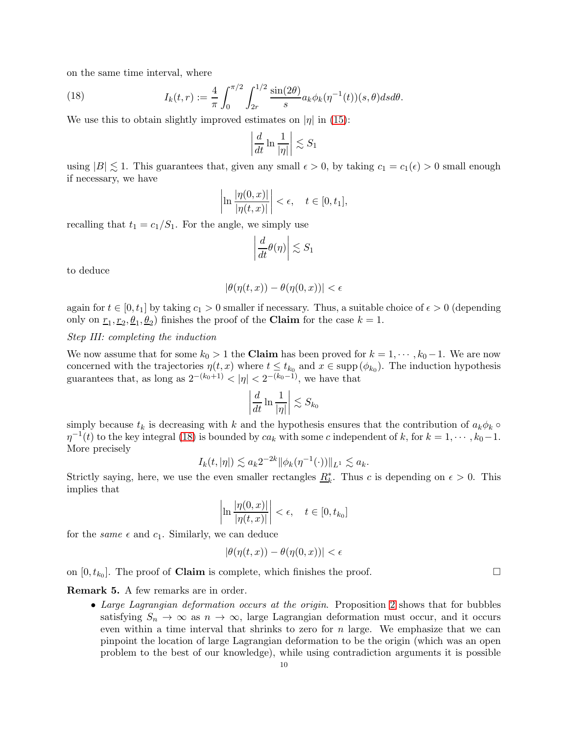on the same time interval, where

$$I_k(t,r) := \frac{4}{\pi}\int_0^{\pi/2}\int_{2r}^{1/2}\frac{\sin(2\theta)}{s}a_k\phi_k(\eta^{-1}(t))(s,\theta)dsd\theta. \tag{18}$$

We use this to obtain slightly improved estimates on $|\eta|$ in (15):

$$\left|\frac{d}{dt}\ln\frac{1}{|\eta|}\right| \lesssim S_1$$

using $|B| \lesssim 1$. This guarantees that, given any small $\epsilon > 0$, by taking $c_1 = c_1(\epsilon) > 0$ small enough if necessary, we have

$$\left|\ln\frac{|\eta(0,x)|}{|\eta(t,x)|}\right| < \epsilon, \quad t \in [0,t_1],$$

recalling that $t_1 = c_1/S_1$. For the angle, we simply use

$$\left|\frac{d}{dt}\theta(\eta)\right| \lesssim S_1$$

to deduce

$$|\theta(\eta(t,x)) - \theta(\eta(0,x))| < \epsilon$$

again for $t \in [0,t_1]$ by taking $c_1 > 0$ smaller if necessary. Thus, a suitable choice of $\epsilon > 0$ (depending only on $\underline{r}_1, \underline{r}_2, \underline{\theta}_1, \underline{\theta}_2$) finishes the proof of the **Claim** for the case $k = 1$.

*Step III: completing the induction*

We now assume that for some $k_0 > 1$ the **Claim** has been proved for $k = 1, \cdots, k_0 - 1$. We are now concerned with the trajectories $\eta(t,x)$ where $t \leq t_{k_0}$ and $x \in \operatorname{supp}(\phi_{k_0})$. The induction hypothesis guarantees that, as long as $2^{-(k_0+1)} < |\eta| < 2^{-(k_0-1)}$, we have that

$$\left|\frac{d}{dt}\ln\frac{1}{|\eta|}\right| \lesssim S_{k_0}$$

simply because $t_k$ is decreasing with $k$ and the hypothesis ensures that the contribution of $a_k\phi_k \circ \eta^{-1}(t)$ to the key integral (18) is bounded by $ca_k$ with some $c$ independent of $k$, for $k = 1, \cdots, k_0 - 1$. More precisely

$$I_k(t,|\eta|) \lesssim a_k 2^{-2k}\|\phi_k(\eta^{-1}(\cdot))\|_{L^1} \lesssim a_k.$$

Strictly saying, here, we use the even smaller rectangles $\underline{R}_k^*$. Thus $c$ is depending on $\epsilon > 0$. This implies that

$$\left|\ln\frac{|\eta(0,x)|}{|\eta(t,x)|}\right| < \epsilon, \quad t \in [0,t_{k_0}]$$

for the *same* $\epsilon$ and $c_1$. Similarly, we can deduce

$$|\theta(\eta(t,x)) - \theta(\eta(0,x))| < \epsilon$$

on $[0,t_{k_0}]$. The proof of **Claim** is complete, which finishes the proof. $\square$

**Remark 5.** A few remarks are in order.

- *Large Lagrangian deformation occurs at the origin.* Proposition 2 shows that for bubbles satisfying $S_n \to \infty$ as $n \to \infty$, large Lagrangian deformation must occur, and it occurs even within a time interval that shrinks to zero for $n$ large. We emphasize that we can pinpoint the location of large Lagrangian deformation to be the origin (which was an open problem to the best of our knowledge), while using contradiction arguments it is possible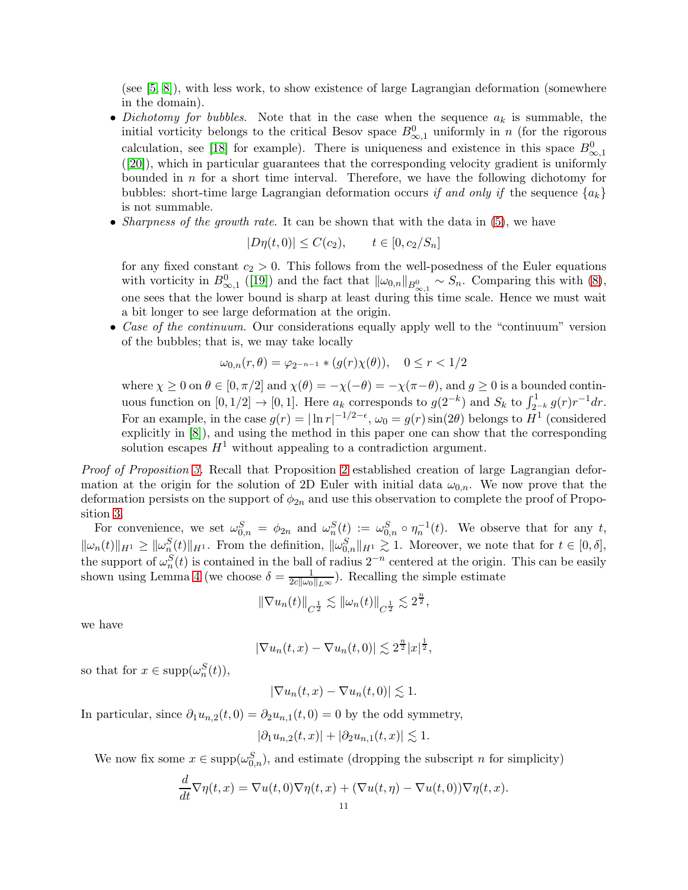(see [5, 8]), with less work, to show existence of large Lagrangian deformation (somewhere in the domain).

- *Dichotomy for bubbles.* Note that in the case when the sequence $a_k$ is summable, the initial vorticity belongs to the critical Besov space $B^0_{\infty,1}$ uniformly in $n$ (for the rigorous calculation, see [18] for example). There is uniqueness and existence in this space $B^0_{\infty,1}$ ([20]), which in particular guarantees that the corresponding velocity gradient is uniformly bounded in $n$ for a short time interval. Therefore, we have the following dichotomy for bubbles: short-time large Lagrangian deformation occurs *if and only if* the sequence $\{a_k\}$ is not summable.
- *Sharpness of the growth rate.* It can be shown that with the data in (5), we have
$$|D\eta(t,0)| \le C(c_2), \qquad t \in [0, c_2/S_n]$$
for any fixed constant $c_2 > 0$. This follows from the well-posedness of the Euler equations with vorticity in $B^0_{\infty,1}$ ([19]) and the fact that $\|\omega_{0,n}\|_{B^0_{\infty,1}} \sim S_n$. Comparing this with (8), one sees that the lower bound is sharp at least during this time scale. Hence we must wait a bit longer to see large deformation at the origin.
- *Case of the continuum.* Our considerations equally apply well to the "continuum" version of the bubbles; that is, we may take locally
$$\omega_{0,n}(r,\theta) = \varphi_{2^{-n-1}} * (g(r)\chi(\theta)), \quad 0 \le r < 1/2$$
where $\chi \ge 0$ on $\theta \in [0, \pi/2]$ and $\chi(\theta) = -\chi(-\theta) = -\chi(\pi-\theta)$, and $g \ge 0$ is a bounded continuous function on $[0,1/2] \to [0,1]$. Here $a_k$ corresponds to $g(2^{-k})$ and $S_k$ to $\int_{2^{-k}}^1 g(r)r^{-1}dr$. For an example, in the case $g(r) = |\ln r|^{-1/2-\epsilon}$, $\omega_0 = g(r)\sin(2\theta)$ belongs to $H^1$ (considered explicitly in [8]), and using the method in this paper one can show that the corresponding solution escapes $H^1$ without appealing to a contradiction argument.

*Proof of Proposition 3.* Recall that Proposition 2 established creation of large Lagrangian deformation at the origin for the solution of 2D Euler with initial data $\omega_{0,n}$. We now prove that the deformation persists on the support of $\phi_{2n}$ and use this observation to complete the proof of Proposition 3.

For convenience, we set $\omega^S_{0,n} = \phi_{2n}$ and $\omega^S_n(t) := \omega^S_{0,n} \circ \eta_n^{-1}(t)$. We observe that for any $t$, $\|\omega_n(t)\|_{H^1} \ge \|\omega^S_n(t)\|_{H^1}$. From the definition, $\|\omega^S_{0,n}\|_{H^1} \gtrsim 1$. Moreover, we note that for $t \in [0,\delta]$, the support of $\omega^S_n(t)$ is contained in the ball of radius $2^{-n}$ centered at the origin. This can be easily shown using Lemma 4 (we choose $\delta = \frac{1}{2c\|\omega_0\|_{L^\infty}}$). Recalling the simple estimate
$$\|\nabla u_n(t)\|_{C^{\frac{1}{2}}} \lesssim \|\omega_n(t)\|_{C^{\frac{1}{2}}} \lesssim 2^{\frac{n}{2}},$$
we have
$$|\nabla u_n(t,x) - \nabla u_n(t,0)| \lesssim 2^{\frac{n}{2}}|x|^{\frac{1}{2}},$$
so that for $x \in \mathrm{supp}(\omega^S_n(t))$,
$$|\nabla u_n(t,x) - \nabla u_n(t,0)| \lesssim 1.$$
In particular, since $\partial_1 u_{n,2}(t,0) = \partial_2 u_{n,1}(t,0) = 0$ by the odd symmetry,
$$|\partial_1 u_{n,2}(t,x)| + |\partial_2 u_{n,1}(t,x)| \lesssim 1.$$

We now fix some $x \in \mathrm{supp}(\omega^S_{0,n})$, and estimate (dropping the subscript $n$ for simplicity)
$$\frac{d}{dt}\nabla\eta(t,x) = \nabla u(t,0)\nabla\eta(t,x) + (\nabla u(t,\eta) - \nabla u(t,0))\nabla\eta(t,x).$$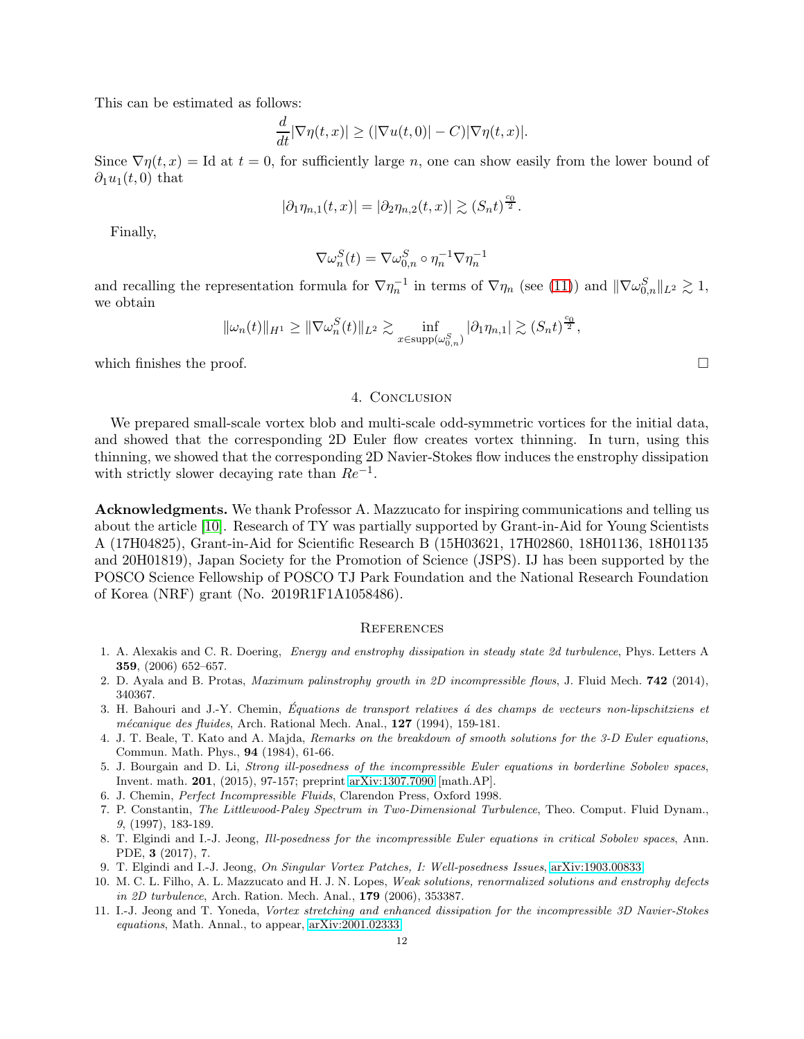This can be estimated as follows:

$$\frac{d}{dt}|\nabla\eta(t,x)| \geq (|\nabla u(t,0)| - C)|\nabla\eta(t,x)|.$$

Since $\nabla\eta(t,x) = \mathrm{Id}$ at $t=0$, for sufficiently large $n$, one can show easily from the lower bound of $\partial_1 u_1(t,0)$ that

$$|\partial_1\eta_{n,1}(t,x)| = |\partial_2\eta_{n,2}(t,x)| \gtrsim (S_n t)^{\frac{c_0}{2}}.$$

Finally,

$$\nabla\omega_n^S(t) = \nabla\omega_{0,n}^S \circ \eta_n^{-1}\nabla\eta_n^{-1}$$

and recalling the representation formula for $\nabla\eta_n^{-1}$ in terms of $\nabla\eta_n$ (see (11)) and $\|\nabla\omega_{0,n}^S\|_{L^2} \gtrsim 1$, we obtain

$$\|\omega_n(t)\|_{H^1} \geq \|\nabla\omega_n^S(t)\|_{L^2} \gtrsim \inf_{x\in \mathrm{supp}(\omega_{0,n}^S)} |\partial_1\eta_{n,1}| \gtrsim (S_n t)^{\frac{c_0}{2}},$$

which finishes the proof. □

## 4. Conclusion

We prepared small-scale vortex blob and multi-scale odd-symmetric vortices for the initial data, and showed that the corresponding 2D Euler flow creates vortex thinning. In turn, using this thinning, we showed that the corresponding 2D Navier-Stokes flow induces the enstrophy dissipation with strictly slower decaying rate than $Re^{-1}$.

**Acknowledgments.** We thank Professor A. Mazzucato for inspiring communications and telling us about the article [10]. Research of TY was partially supported by Grant-in-Aid for Young Scientists A (17H04825), Grant-in-Aid for Scientific Research B (15H03621, 17H02860, 18H01136, 18H01135 and 20H01819), Japan Society for the Promotion of Science (JSPS). IJ has been supported by the POSCO Science Fellowship of POSCO TJ Park Foundation and the National Research Foundation of Korea (NRF) grant (No. 2019R1F1A1058486).

## References

1. A. Alexakis and C. R. Doering, *Energy and enstrophy dissipation in steady state 2d turbulence*, Phys. Letters A **359**, (2006) 652–657.
2. D. Ayala and B. Protas, *Maximum palinstrophy growth in 2D incompressible flows*, J. Fluid Mech. **742** (2014), 340367.
3. H. Bahouri and J.-Y. Chemin, *Équations de transport relatives á des champs de vecteurs non-lipschitziens et mécanique des fluides*, Arch. Rational Mech. Anal., **127** (1994), 159-181.
4. J. T. Beale, T. Kato and A. Majda, *Remarks on the breakdown of smooth solutions for the 3-D Euler equations*, Commun. Math. Phys., **94** (1984), 61-66.
5. J. Bourgain and D. Li, *Strong ill-posedness of the incompressible Euler equations in borderline Sobolev spaces*, Invent. math. **201**, (2015), 97-157; preprint arXiv:1307.7090 [math.AP].
6. J. Chemin, *Perfect Incompressible Fluids*, Clarendon Press, Oxford 1998.
7. P. Constantin, *The Littlewood-Paley Spectrum in Two-Dimensional Turbulence*, Theo. Comput. Fluid Dynam., *9*, (1997), 183-189.
8. T. Elgindi and I.-J. Jeong, *Ill-posedness for the incompressible Euler equations in critical Sobolev spaces*, Ann. PDE, **3** (2017), 7.
9. T. Elgindi and I.-J. Jeong, *On Singular Vortex Patches, I: Well-posedness Issues*, arXiv:1903.00833.
10. M. C. L. Filho, A. L. Mazzucato and H. J. N. Lopes, *Weak solutions, renormalized solutions and enstrophy defects in 2D turbulence*, Arch. Ration. Mech. Anal., **179** (2006), 353387.
11. I.-J. Jeong and T. Yoneda, *Vortex stretching and enhanced dissipation for the incompressible 3D Navier-Stokes equations*, Math. Annal., to appear, arXiv:2001.02333.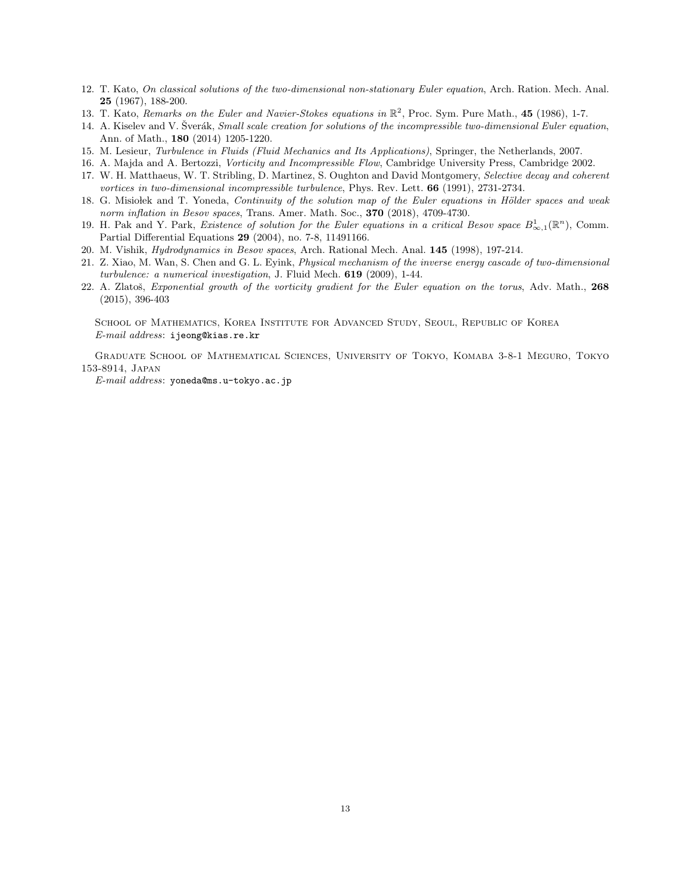12. T. Kato, *On classical solutions of the two-dimensional non-stationary Euler equation*, Arch. Ration. Mech. Anal. **25** (1967), 188-200.
13. T. Kato, *Remarks on the Euler and Navier-Stokes equations in* $\mathbb{R}^2$, Proc. Sym. Pure Math., **45** (1986), 1-7.
14. A. Kiselev and V. Šverák, *Small scale creation for solutions of the incompressible two-dimensional Euler equation*, Ann. of Math., **180** (2014) 1205-1220.
15. M. Lesieur, *Turbulence in Fluids (Fluid Mechanics and Its Applications)*, Springer, the Netherlands, 2007.
16. A. Majda and A. Bertozzi, *Vorticity and Incompressible Flow*, Cambridge University Press, Cambridge 2002.
17. W. H. Matthaeus, W. T. Stribling, D. Martinez, S. Oughton and David Montgomery, *Selective decay and coherent vortices in two-dimensional incompressible turbulence*, Phys. Rev. Lett. **66** (1991), 2731-2734.
18. G. Misiołek and T. Yoneda, *Continuity of the solution map of the Euler equations in Hölder spaces and weak norm inflation in Besov spaces*, Trans. Amer. Math. Soc., **370** (2018), 4709-4730.
19. H. Pak and Y. Park, *Existence of solution for the Euler equations in a critical Besov space* $B^1_{\infty,1}(\mathbb{R}^n)$, Comm. Partial Differential Equations **29** (2004), no. 7-8, 11491166.
20. M. Vishik, *Hydrodynamics in Besov spaces*, Arch. Rational Mech. Anal. **145** (1998), 197-214.
21. Z. Xiao, M. Wan, S. Chen and G. L. Eyink, *Physical mechanism of the inverse energy cascade of two-dimensional turbulence: a numerical investigation*, J. Fluid Mech. **619** (2009), 1-44.
22. A. Zlatoš, *Exponential growth of the vorticity gradient for the Euler equation on the torus*, Adv. Math., **268** (2015), 396-403

School of Mathematics, Korea Institute for Advanced Study, Seoul, Republic of Korea
*E-mail address*: ijeong@kias.re.kr

Graduate School of Mathematical Sciences, University of Tokyo, Komaba 3-8-1 Meguro, Tokyo 153-8914, Japan
*E-mail address*: yoneda@ms.u-tokyo.ac.jp